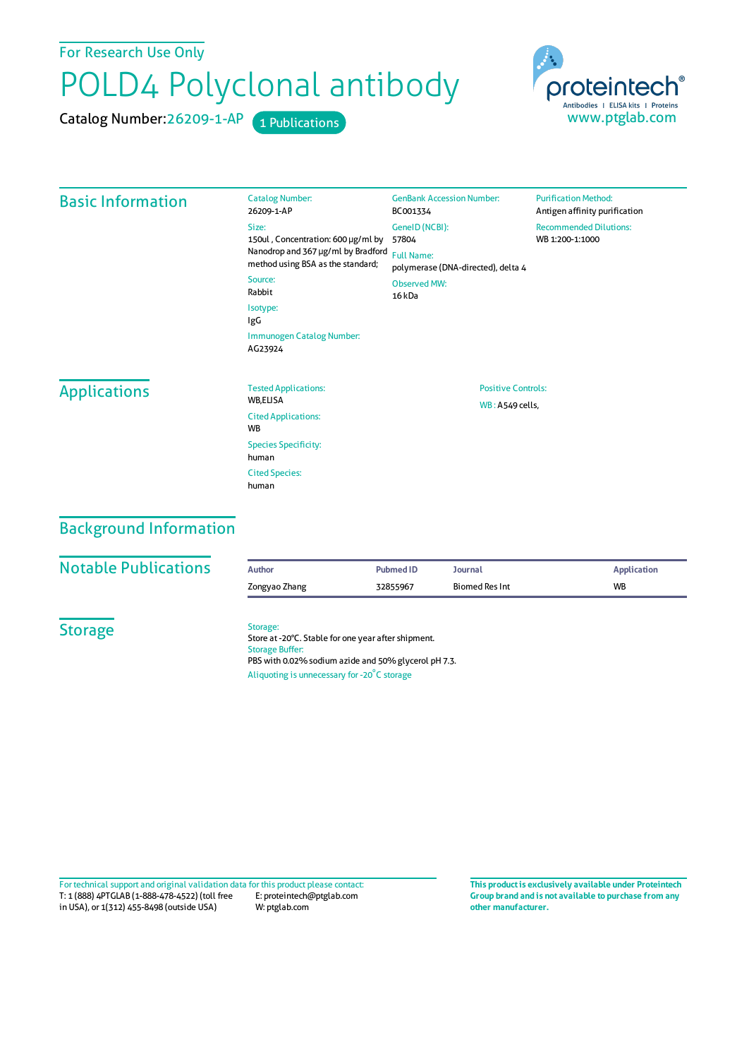For Research Use Only

# POLD4 Polyclonal antibody

Catalog Number: 26209-1-AP  1 Publications

proteintech®
Antibodies | ELISA kits | Proteins
www.ptglab.com

## Basic Information

Catalog Number:
26209-1-AP

Size:
150ul , Concentration: 600 μg/ml by Nanodrop and 367 μg/ml by Bradford method using BSA as the standard;

Source:
Rabbit

Isotype:
IgG

Immunogen Catalog Number:
AG23924

GenBank Accession Number:
BC001334

GeneID (NCBI):
57804

Full Name:
polymerase (DNA-directed), delta 4

Observed MW:
16 kDa

Purification Method:
Antigen affinity purification

Recommended Dilutions:
WB 1:200-1:1000

## Applications

Tested Applications:
WB,ELISA

Cited Applications:
WB

Species Specificity:
human

Cited Species:
human

Positive Controls:

WB : A549 cells,

## Background Information

## Notable Publications

| Author | Pubmed ID | Journal | Application |
|---|---|---|---|
| Zongyao Zhang | 32855967 | Biomed Res Int | WB |

## Storage

Storage:
Store at -20°C. Stable for one year after shipment.

Storage Buffer:
PBS with 0.02% sodium azide and 50% glycerol pH 7.3.

Aliquoting is unnecessary for -20°C storage

For technical support and original validation data for this product please contact:
T: 1 (888) 4PTGLAB (1-888-478-4522) (toll free in USA), or 1(312) 455-8498 (outside USA)
E: proteintech@ptglab.com
W: ptglab.com

**This product is exclusively available under Proteintech Group brand and is not available to purchase from any other manufacturer.**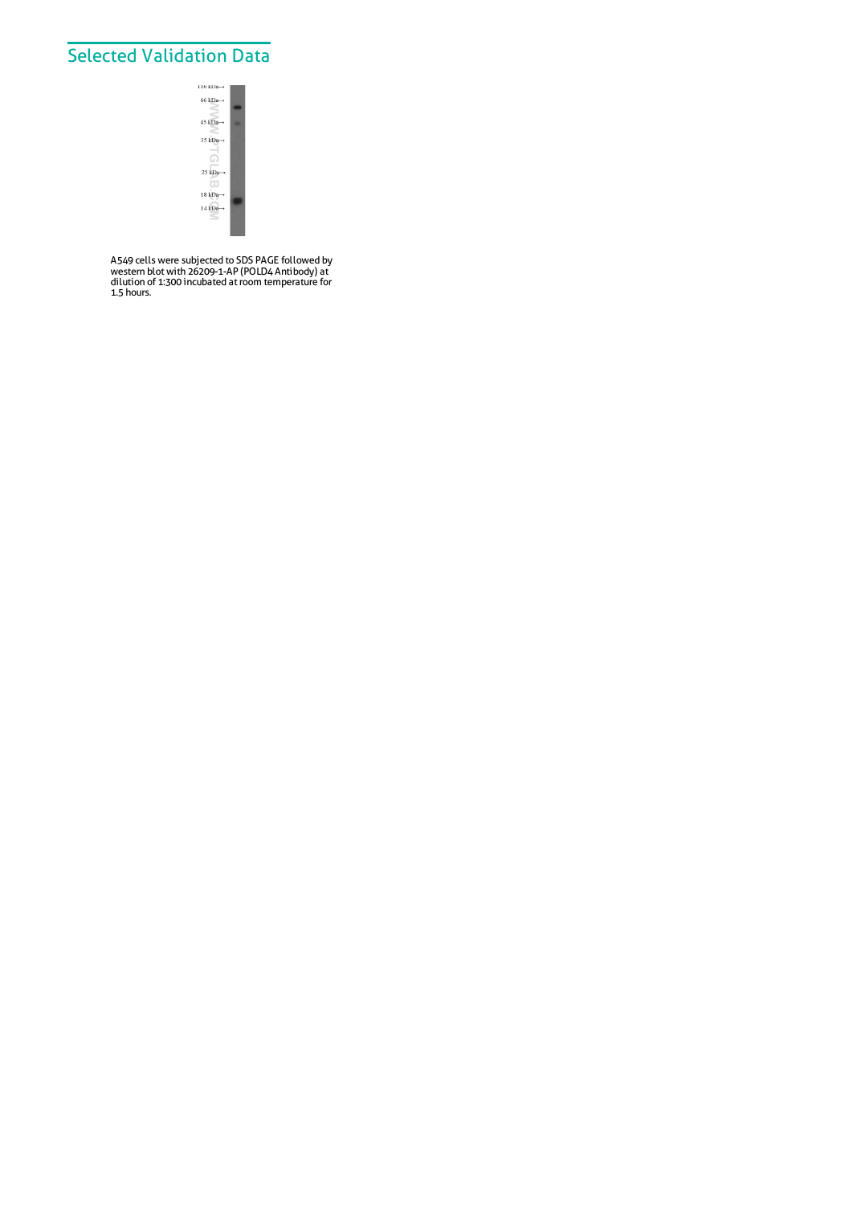## Selected Validation Data

116 kDa→
66 kDa→
45 kDa→
35 kDa→
25 kDa→
18 kDa→
14 kDa→
WWW.PTGLAB.COM

A549 cells were subjected to SDS PAGE followed by western blot with 26209-1-AP (POLD4 Antibody) at dilution of 1:300 incubated at room temperature for 1.5 hours.